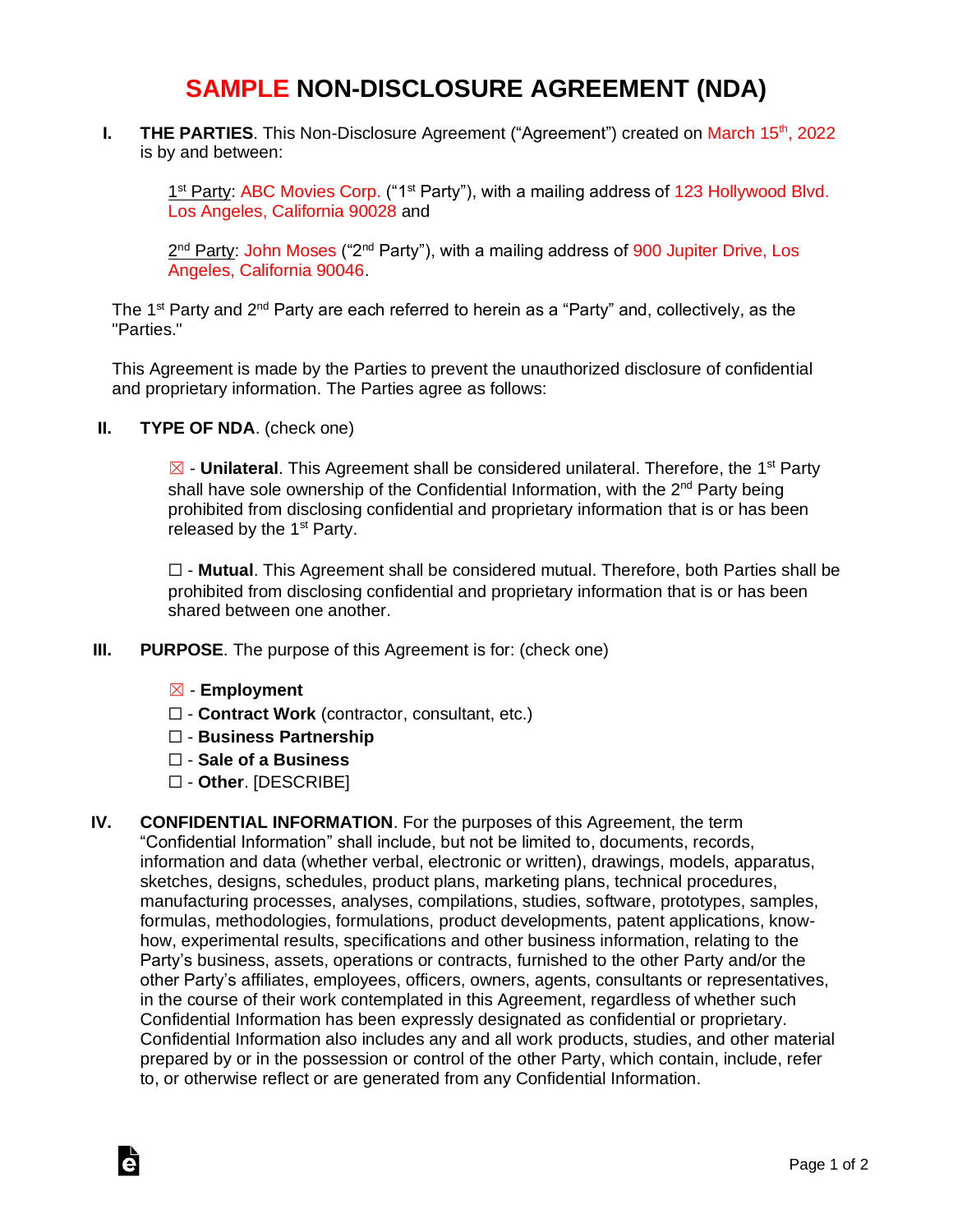# SAMPLE NON-DISCLOSURE AGREEMENT (NDA)

**I. THE PARTIES**. This Non-Disclosure Agreement ("Agreement") created on March 15th, 2022 is by and between:

1st Party: ABC Movies Corp. ("1st Party"), with a mailing address of 123 Hollywood Blvd. Los Angeles, California 90028 and

2nd Party: John Moses ("2nd Party"), with a mailing address of 900 Jupiter Drive, Los Angeles, California 90046.

The 1st Party and 2nd Party are each referred to herein as a "Party" and, collectively, as the "Parties."

This Agreement is made by the Parties to prevent the unauthorized disclosure of confidential and proprietary information. The Parties agree as follows:

**II. TYPE OF NDA**. (check one)

☒ - **Unilateral**. This Agreement shall be considered unilateral. Therefore, the 1st Party shall have sole ownership of the Confidential Information, with the 2nd Party being prohibited from disclosing confidential and proprietary information that is or has been released by the 1st Party.

☐ - **Mutual**. This Agreement shall be considered mutual. Therefore, both Parties shall be prohibited from disclosing confidential and proprietary information that is or has been shared between one another.

**III. PURPOSE**. The purpose of this Agreement is for: (check one)

☒ - **Employment**
☐ - **Contract Work** (contractor, consultant, etc.)
☐ - **Business Partnership**
☐ - **Sale of a Business**
☐ - **Other**. [DESCRIBE]

**IV. CONFIDENTIAL INFORMATION**. For the purposes of this Agreement, the term "Confidential Information" shall include, but not be limited to, documents, records, information and data (whether verbal, electronic or written), drawings, models, apparatus, sketches, designs, schedules, product plans, marketing plans, technical procedures, manufacturing processes, analyses, compilations, studies, software, prototypes, samples, formulas, methodologies, formulations, product developments, patent applications, know-how, experimental results, specifications and other business information, relating to the Party's business, assets, operations or contracts, furnished to the other Party and/or the other Party's affiliates, employees, officers, owners, agents, consultants or representatives, in the course of their work contemplated in this Agreement, regardless of whether such Confidential Information has been expressly designated as confidential or proprietary. Confidential Information also includes any and all work products, studies, and other material prepared by or in the possession or control of the other Party, which contain, include, refer to, or otherwise reflect or are generated from any Confidential Information.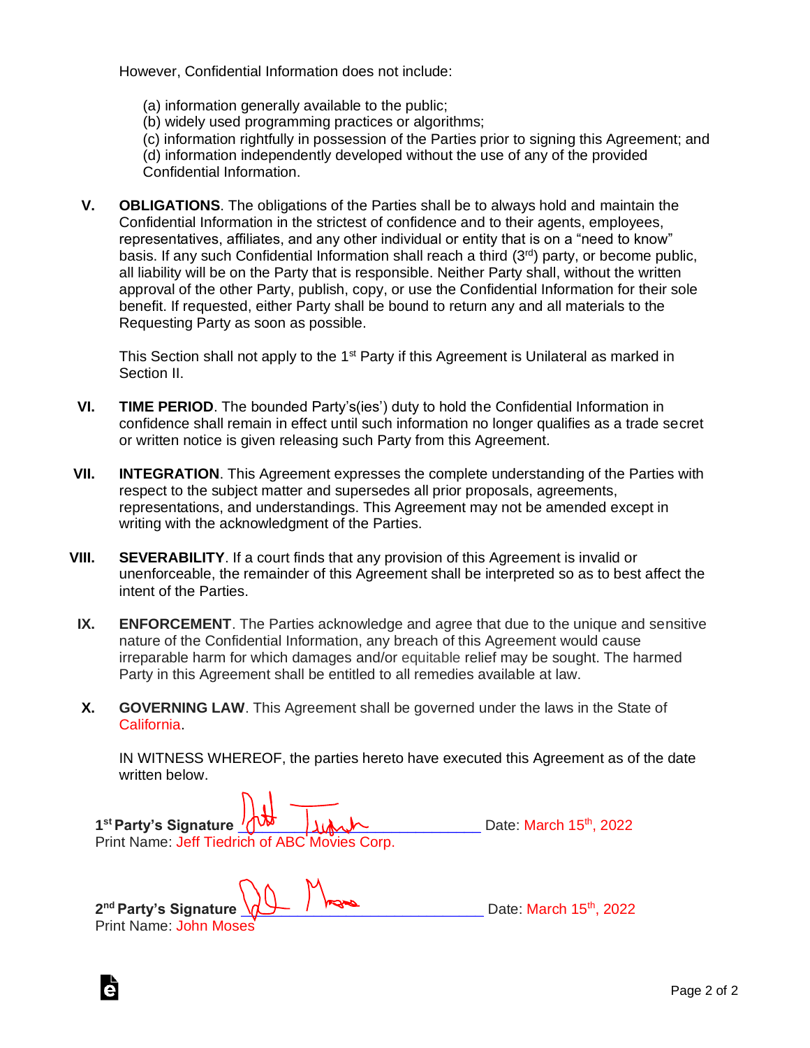However, Confidential Information does not include:

(a) information generally available to the public;
(b) widely used programming practices or algorithms;
(c) information rightfully in possession of the Parties prior to signing this Agreement; and
(d) information independently developed without the use of any of the provided Confidential Information.

**V. OBLIGATIONS**. The obligations of the Parties shall be to always hold and maintain the Confidential Information in the strictest of confidence and to their agents, employees, representatives, affiliates, and any other individual or entity that is on a "need to know" basis. If any such Confidential Information shall reach a third (3rd) party, or become public, all liability will be on the Party that is responsible. Neither Party shall, without the written approval of the other Party, publish, copy, or use the Confidential Information for their sole benefit. If requested, either Party shall be bound to return any and all materials to the Requesting Party as soon as possible.

This Section shall not apply to the 1st Party if this Agreement is Unilateral as marked in Section II.

**VI. TIME PERIOD**. The bounded Party's(ies') duty to hold the Confidential Information in confidence shall remain in effect until such information no longer qualifies as a trade secret or written notice is given releasing such Party from this Agreement.

**VII. INTEGRATION**. This Agreement expresses the complete understanding of the Parties with respect to the subject matter and supersedes all prior proposals, agreements, representations, and understandings. This Agreement may not be amended except in writing with the acknowledgment of the Parties.

**VIII. SEVERABILITY**. If a court finds that any provision of this Agreement is invalid or unenforceable, the remainder of this Agreement shall be interpreted so as to best affect the intent of the Parties.

**IX. ENFORCEMENT**. The Parties acknowledge and agree that due to the unique and sensitive nature of the Confidential Information, any breach of this Agreement would cause irreparable harm for which damages and/or equitable relief may be sought. The harmed Party in this Agreement shall be entitled to all remedies available at law.

**X. GOVERNING LAW**. This Agreement shall be governed under the laws in the State of California.

IN WITNESS WHEREOF, the parties hereto have executed this Agreement as of the date written below.

**1st Party's Signature** \_\_\_\_\_\_\_\_\_\_\_\_\_\_\_\_\_\_\_\_\_\_\_\_ Date: March 15th, 2022
Print Name: Jeff Tiedrich of ABC Movies Corp.

**2nd Party's Signature** \_\_\_\_\_\_\_\_\_\_\_\_\_\_\_\_\_\_\_\_\_\_\_\_ Date: March 15th, 2022
Print Name: John Moses